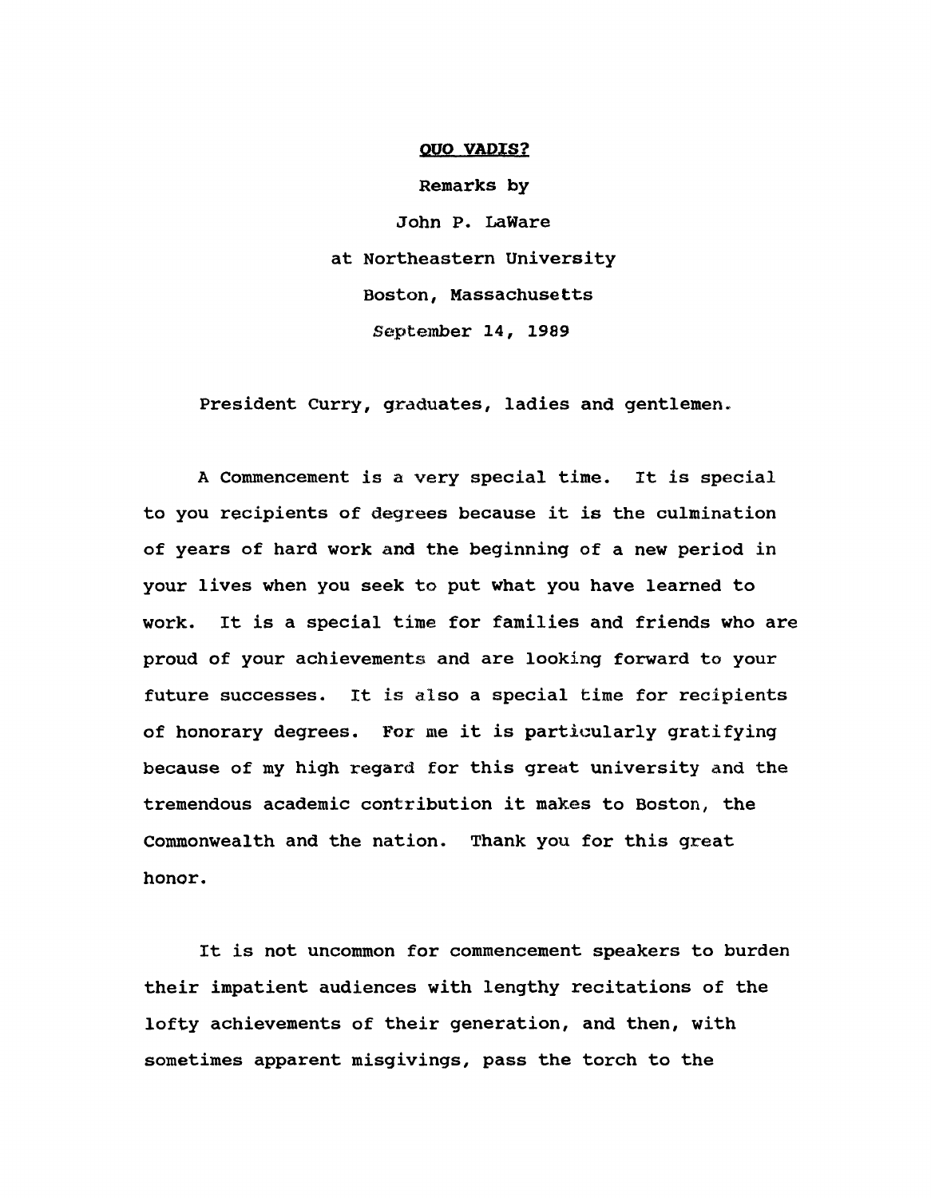# QUO VADIS?

Remarks by

John P. LaWare

at Northeastern University

Boston, Massachusetts

September 14, 1989

President Curry, graduates, ladies and gentlemen.

A Commencement is a very special time. It is special to you recipients of degrees because it is the culmination of years of hard work and the beginning of a new period in your lives when you seek to put what you have learned to work. It is a special time for families and friends who are proud of your achievements and are looking forward to your future successes. It is also a special time for recipients of honorary degrees. For me it is particularly gratifying because of my high regard for this great university and the tremendous academic contribution it makes to Boston, the Commonwealth and the nation. Thank you for this great honor.

It is not uncommon for commencement speakers to burden their impatient audiences with lengthy recitations of the lofty achievements of their generation, and then, with sometimes apparent misgivings, pass the torch to the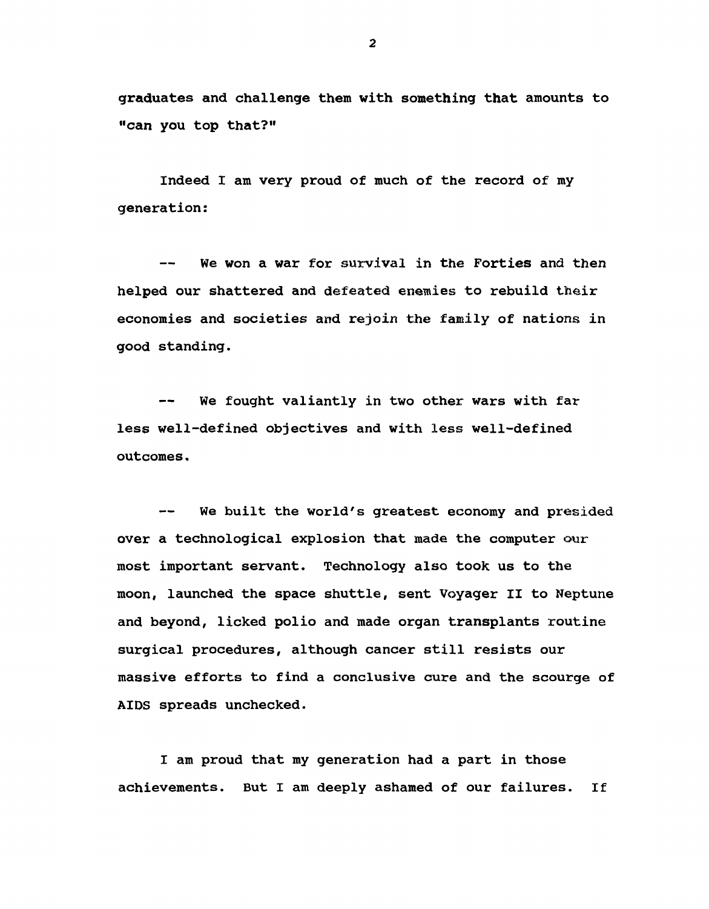graduates and challenge them with something that amounts to "can you top that?"

Indeed I am very proud of much of the record of my generation:

-- We won a war for survival in the Forties and then helped our shattered and defeated enemies to rebuild their economies and societies and rejoin the family of nations in good standing.

-- We fought valiantly in two other wars with far less well-defined objectives and with less well-defined outcomes.

-- We built the world's greatest economy and presided over a technological explosion that made the computer our most important servant. Technology also took us to the moon, launched the space shuttle, sent Voyager II to Neptune and beyond, licked polio and made organ transplants routine surgical procedures, although cancer still resists our massive efforts to find a conclusive cure and the scourge of AIDS spreads unchecked.

I am proud that my generation had a part in those achievements. But I am deeply ashamed of our failures. If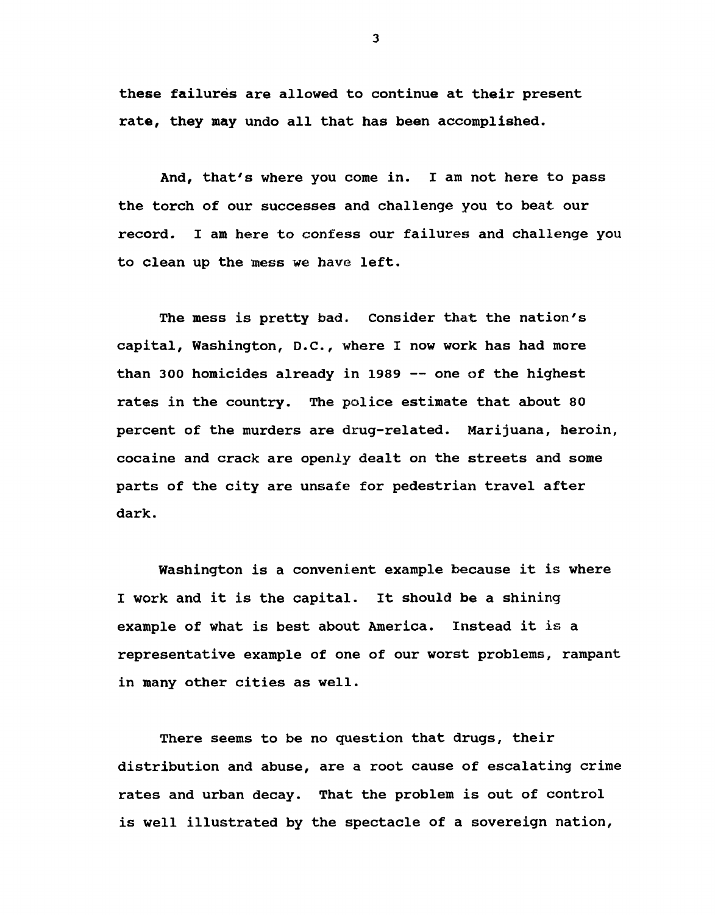these failures are allowed to continue at their present rate, they may undo all that has been accomplished.

And, that's where you come in. I am not here to pass the torch of our successes and challenge you to beat our record. I am here to confess our failures and challenge you to clean up the mess we have left.

The mess is pretty bad. Consider that the nation's capital, Washington, D.C., where I now work has had more than 300 homicides already in 1989 -- one of the highest rates in the country. The police estimate that about 80 percent of the murders are drug-related. Marijuana, heroin, cocaine and crack are openly dealt on the streets and some parts of the city are unsafe for pedestrian travel after dark.

Washington is a convenient example because it is where I work and it is the capital. It should be a shining example of what is best about America. Instead it is a representative example of one of our worst problems, rampant in many other cities as well.

There seems to be no question that drugs, their distribution and abuse, are a root cause of escalating crime rates and urban decay. That the problem is out of control is well illustrated by the spectacle of a sovereign nation,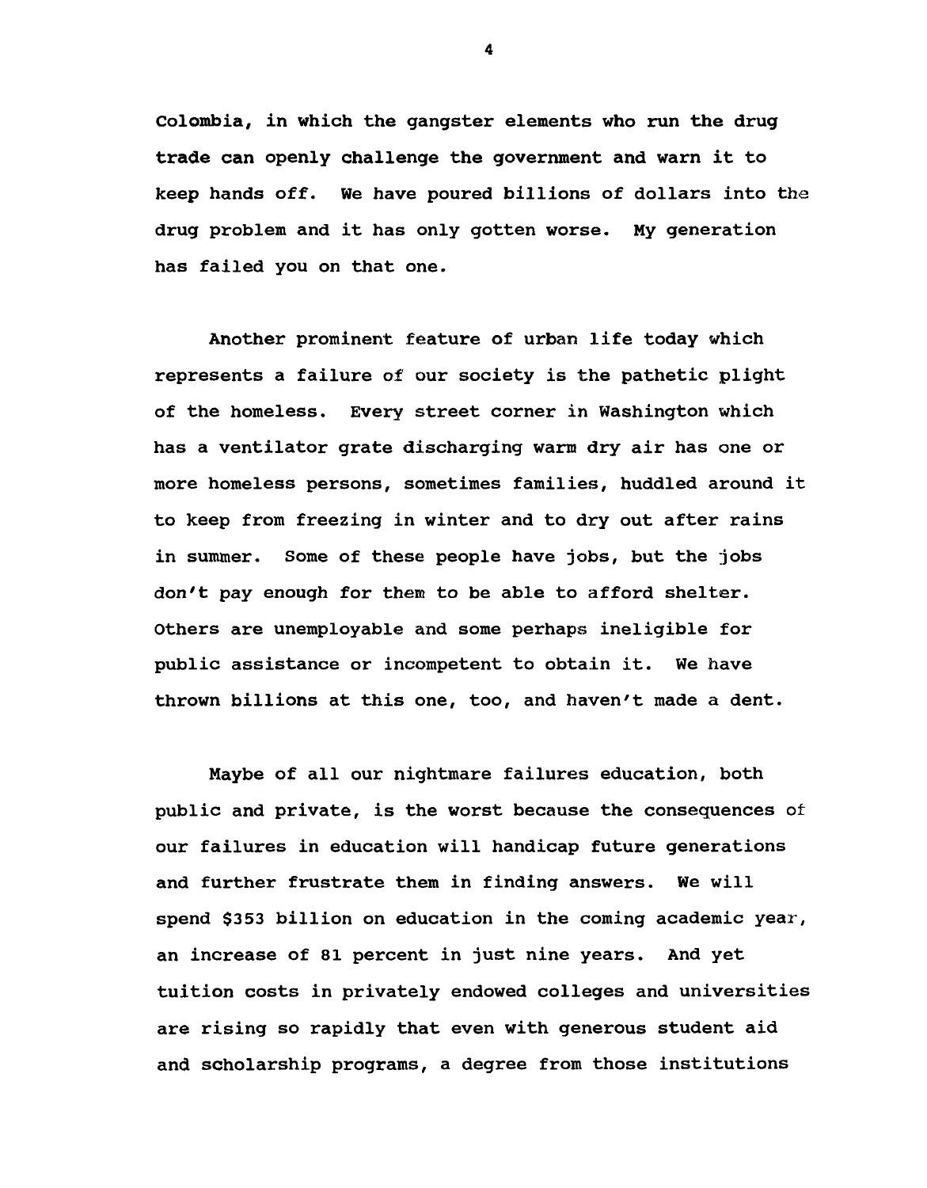Colombia, in which the gangster elements who run the drug trade can openly challenge the government and warn it to keep hands off. We have poured billions of dollars into the drug problem and it has only gotten worse. My generation has failed you on that one.

Another prominent feature of urban life today which represents a failure of our society is the pathetic plight of the homeless. Every street corner in Washington which has a ventilator grate discharging warm dry air has one or more homeless persons, sometimes families, huddled around it to keep from freezing in winter and to dry out after rains in summer. Some of these people have jobs, but the jobs don't pay enough for them to be able to afford shelter. Others are unemployable and some perhaps ineligible for public assistance or incompetent to obtain it. We have thrown billions at this one, too, and haven't made a dent.

Maybe of all our nightmare failures education, both public and private, is the worst because the consequences of our failures in education will handicap future generations and further frustrate them in finding answers. We will spend $353 billion on education in the coming academic year, an increase of 81 percent in just nine years. And yet tuition costs in privately endowed colleges and universities are rising so rapidly that even with generous student aid and scholarship programs, a degree from those institutions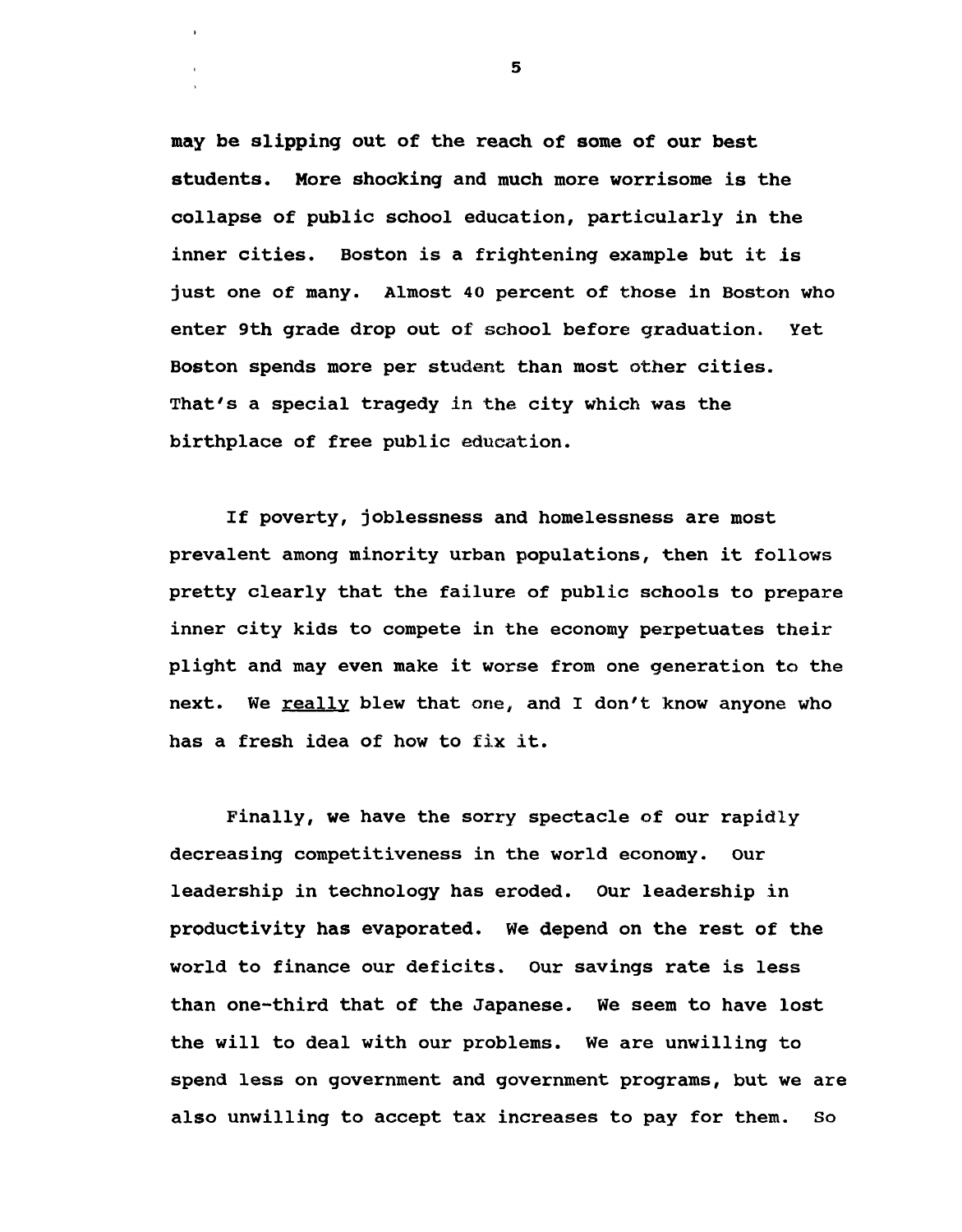may be slipping out of the reach of some of our best students. More shocking and much more worrisome is the collapse of public school education, particularly in the inner cities. Boston is a frightening example but it is just one of many. Almost 40 percent of those in Boston who enter 9th grade drop out of school before graduation. Yet Boston spends more per student than most other cities. That's a special tragedy in the city which was the birthplace of free public education.

If poverty, joblessness and homelessness are most prevalent among minority urban populations, then it follows pretty clearly that the failure of public schools to prepare inner city kids to compete in the economy perpetuates their plight and may even make it worse from one generation to the next. We <u>really</u> blew that one, and I don't know anyone who has a fresh idea of how to fix it.

Finally, we have the sorry spectacle of our rapidly decreasing competitiveness in the world economy. Our leadership in technology has eroded. Our leadership in productivity has evaporated. We depend on the rest of the world to finance our deficits. Our savings rate is less than one-third that of the Japanese. We seem to have lost the will to deal with our problems. We are unwilling to spend less on government and government programs, but we are also unwilling to accept tax increases to pay for them. So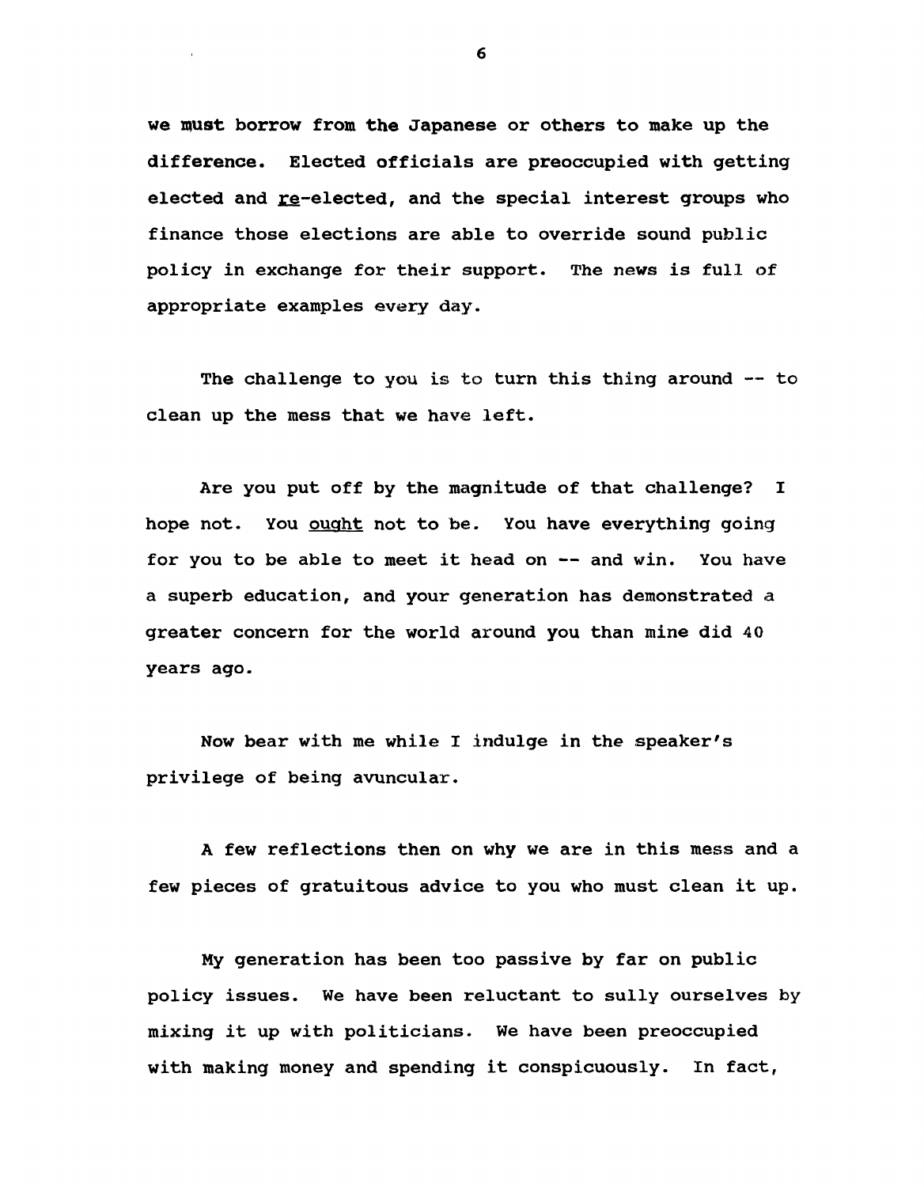we must borrow from the Japanese or others to make up the difference. Elected officials are preoccupied with getting elected and <u>re</u>-elected, and the special interest groups who finance those elections are able to override sound public policy in exchange for their support. The news is full of appropriate examples every day.

The challenge to you is to turn this thing around -- to clean up the mess that we have left.

Are you put off by the magnitude of that challenge? I hope not. You <u>ought</u> not to be. You have everything going for you to be able to meet it head on -- and win. You have a superb education, and your generation has demonstrated a greater concern for the world around you than mine did 40 years ago.

Now bear with me while I indulge in the speaker's privilege of being avuncular.

A few reflections then on why we are in this mess and a few pieces of gratuitous advice to you who must clean it up.

My generation has been too passive by far on public policy issues. We have been reluctant to sully ourselves by mixing it up with politicians. We have been preoccupied with making money and spending it conspicuously. In fact,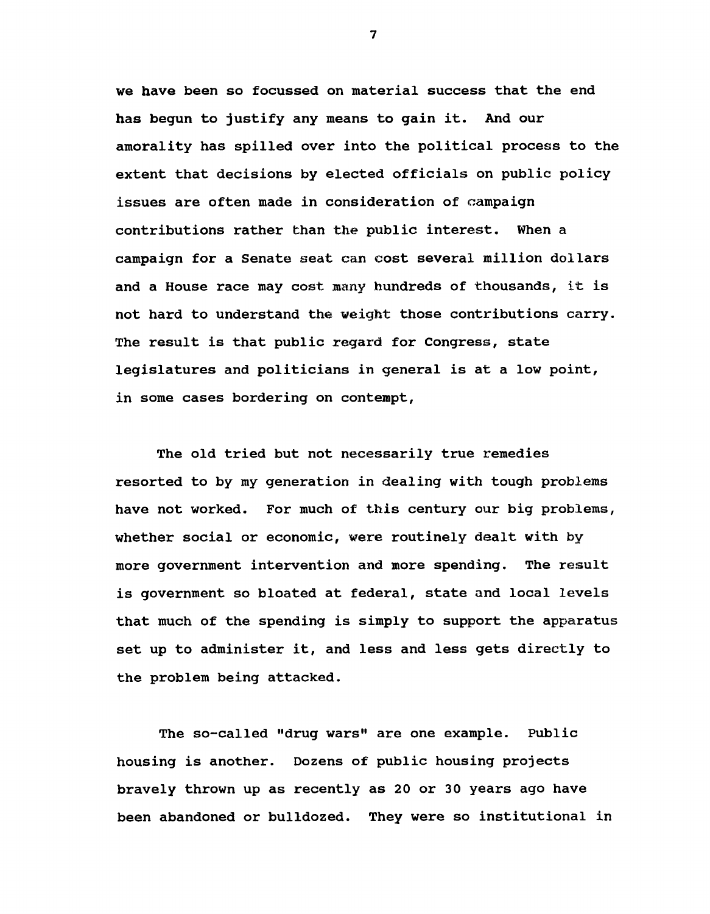we have been so focussed on material success that the end has begun to justify any means to gain it. And our amorality has spilled over into the political process to the extent that decisions by elected officials on public policy issues are often made in consideration of campaign contributions rather than the public interest. When a campaign for a Senate seat can cost several million dollars and a House race may cost many hundreds of thousands, it is not hard to understand the weight those contributions carry. The result is that public regard for Congress, state legislatures and politicians in general is at a low point, in some cases bordering on contempt,

The old tried but not necessarily true remedies resorted to by my generation in dealing with tough problems have not worked. For much of this century our big problems, whether social or economic, were routinely dealt with by more government intervention and more spending. The result is government so bloated at federal, state and local levels that much of the spending is simply to support the apparatus set up to administer it, and less and less gets directly to the problem being attacked.

The so-called "drug wars" are one example. Public housing is another. Dozens of public housing projects bravely thrown up as recently as 20 or 30 years ago have been abandoned or bulldozed. They were so institutional in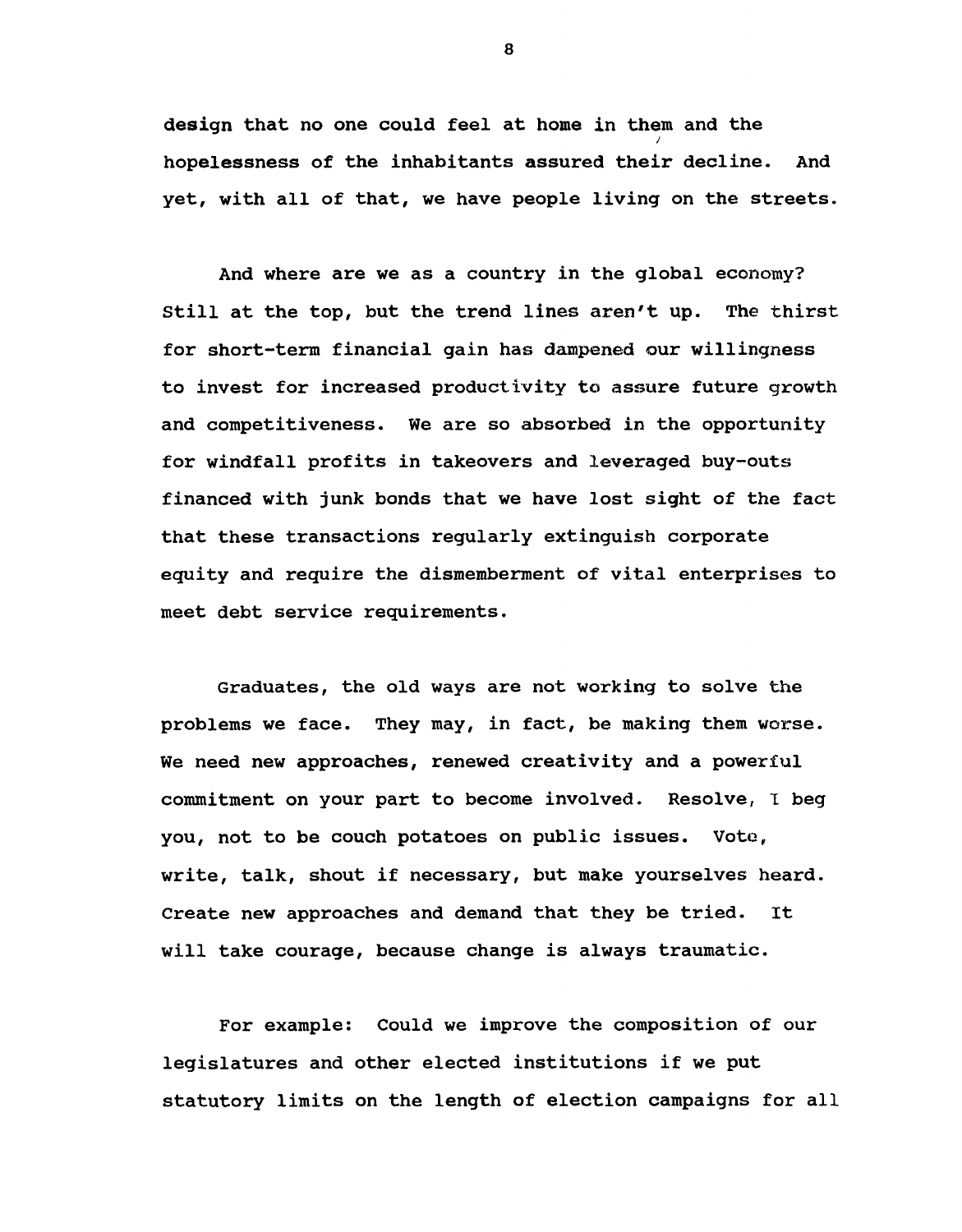design that no one could feel at home in them and the hopelessness of the inhabitants assured their decline. And yet, with all of that, we have people living on the streets.

And where are we as a country in the global economy? Still at the top, but the trend lines aren't up. The thirst for short-term financial gain has dampened our willingness to invest for increased productivity to assure future growth and competitiveness. We are so absorbed in the opportunity for windfall profits in takeovers and leveraged buy-outs financed with junk bonds that we have lost sight of the fact that these transactions regularly extinguish corporate equity and require the dismemberment of vital enterprises to meet debt service requirements.

Graduates, the old ways are not working to solve the problems we face. They may, in fact, be making them worse. We need new approaches, renewed creativity and a powerful commitment on your part to become involved. Resolve, I beg you, not to be couch potatoes on public issues. Vote, write, talk, shout if necessary, but make yourselves heard. Create new approaches and demand that they be tried. It will take courage, because change is always traumatic.

For example: Could we improve the composition of our legislatures and other elected institutions if we put statutory limits on the length of election campaigns for all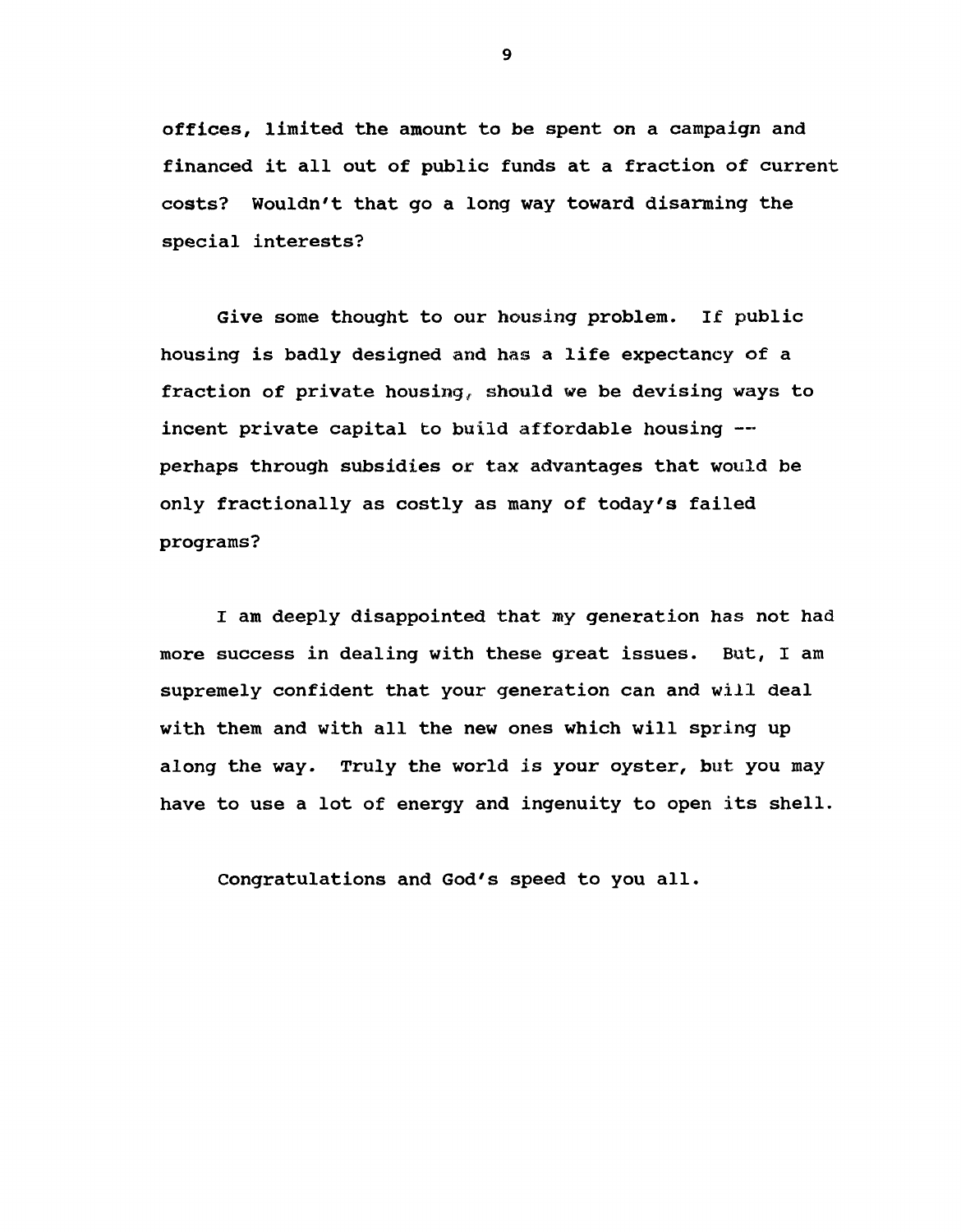offices, limited the amount to be spent on a campaign and financed it all out of public funds at a fraction of current costs? Wouldn't that go a long way toward disarming the special interests?

Give some thought to our housing problem. If public housing is badly designed and has a life expectancy of a fraction of private housing, should we be devising ways to incent private capital to build affordable housing -- perhaps through subsidies or tax advantages that would be only fractionally as costly as many of today's failed programs?

I am deeply disappointed that my generation has not had more success in dealing with these great issues. But, I am supremely confident that your generation can and will deal with them and with all the new ones which will spring up along the way. Truly the world is your oyster, but you may have to use a lot of energy and ingenuity to open its shell.

Congratulations and God's speed to you all.